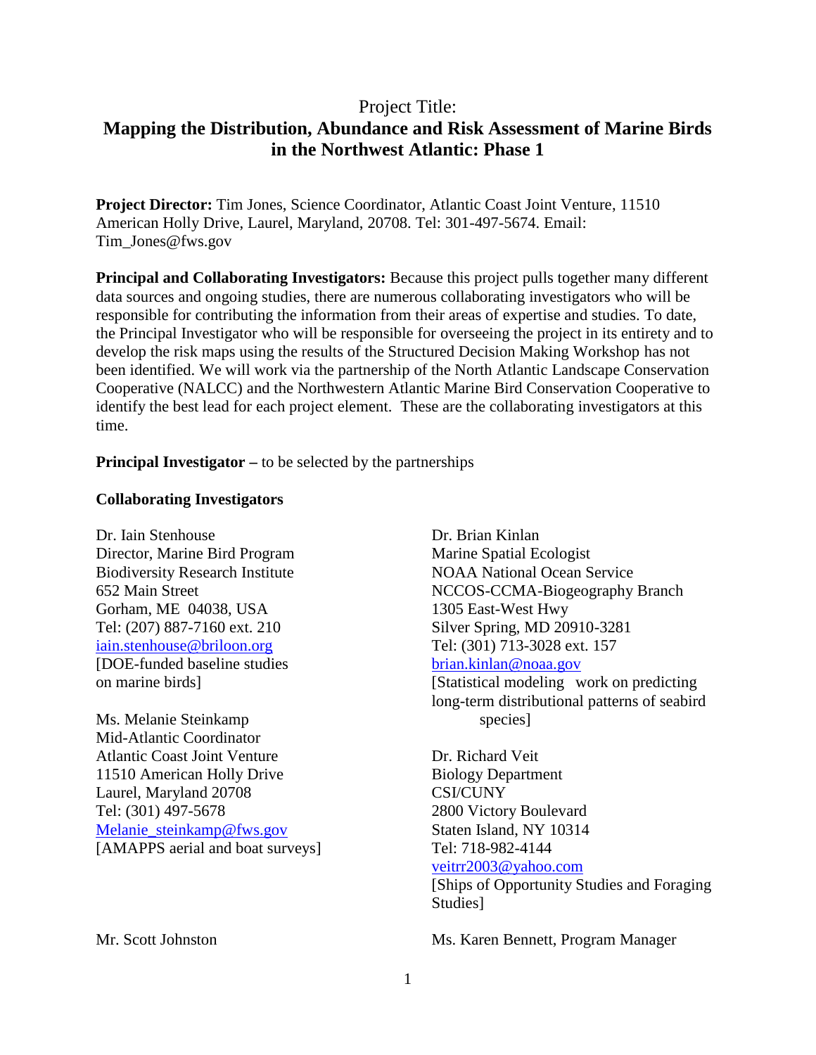Project Title:

# Mapping the Distribution, Abundance and Risk Assessment of Marine Birds in the Northwest Atlantic: Phase 1

**Project Director:** Tim Jones, Science Coordinator, Atlantic Coast Joint Venture, 11510 American Holly Drive, Laurel, Maryland, 20708. Tel: 301-497-5674. Email: Tim_Jones@fws.gov

**Principal and Collaborating Investigators:** Because this project pulls together many different data sources and ongoing studies, there are numerous collaborating investigators who will be responsible for contributing the information from their areas of expertise and studies. To date, the Principal Investigator who will be responsible for overseeing the project in its entirety and to develop the risk maps using the results of the Structured Decision Making Workshop has not been identified. We will work via the partnership of the North Atlantic Landscape Conservation Cooperative (NALCC) and the Northwestern Atlantic Marine Bird Conservation Cooperative to identify the best lead for each project element. These are the collaborating investigators at this time.

**Principal Investigator –** to be selected by the partnerships

**Collaborating Investigators**

Dr. Iain Stenhouse
Director, Marine Bird Program
Biodiversity Research Institute
652 Main Street
Gorham, ME 04038, USA
Tel: (207) 887-7160 ext. 210
iain.stenhouse@briloon.org
[DOE-funded baseline studies on marine birds]

Ms. Melanie Steinkamp
Mid-Atlantic Coordinator
Atlantic Coast Joint Venture
11510 American Holly Drive
Laurel, Maryland 20708
Tel: (301) 497-5678
Melanie_steinkamp@fws.gov
[AMAPPS aerial and boat surveys]

Dr. Brian Kinlan
Marine Spatial Ecologist
NOAA National Ocean Service
NCCOS-CCMA-Biogeography Branch
1305 East-West Hwy
Silver Spring, MD 20910-3281
Tel: (301) 713-3028 ext. 157
brian.kinlan@noaa.gov
[Statistical modeling work on predicting long-term distributional patterns of seabird species]

Dr. Richard Veit
Biology Department
CSI/CUNY
2800 Victory Boulevard
Staten Island, NY 10314
Tel: 718-982-4144
veitrr2003@yahoo.com
[Ships of Opportunity Studies and Foraging Studies]

Mr. Scott Johnston

Ms. Karen Bennett, Program Manager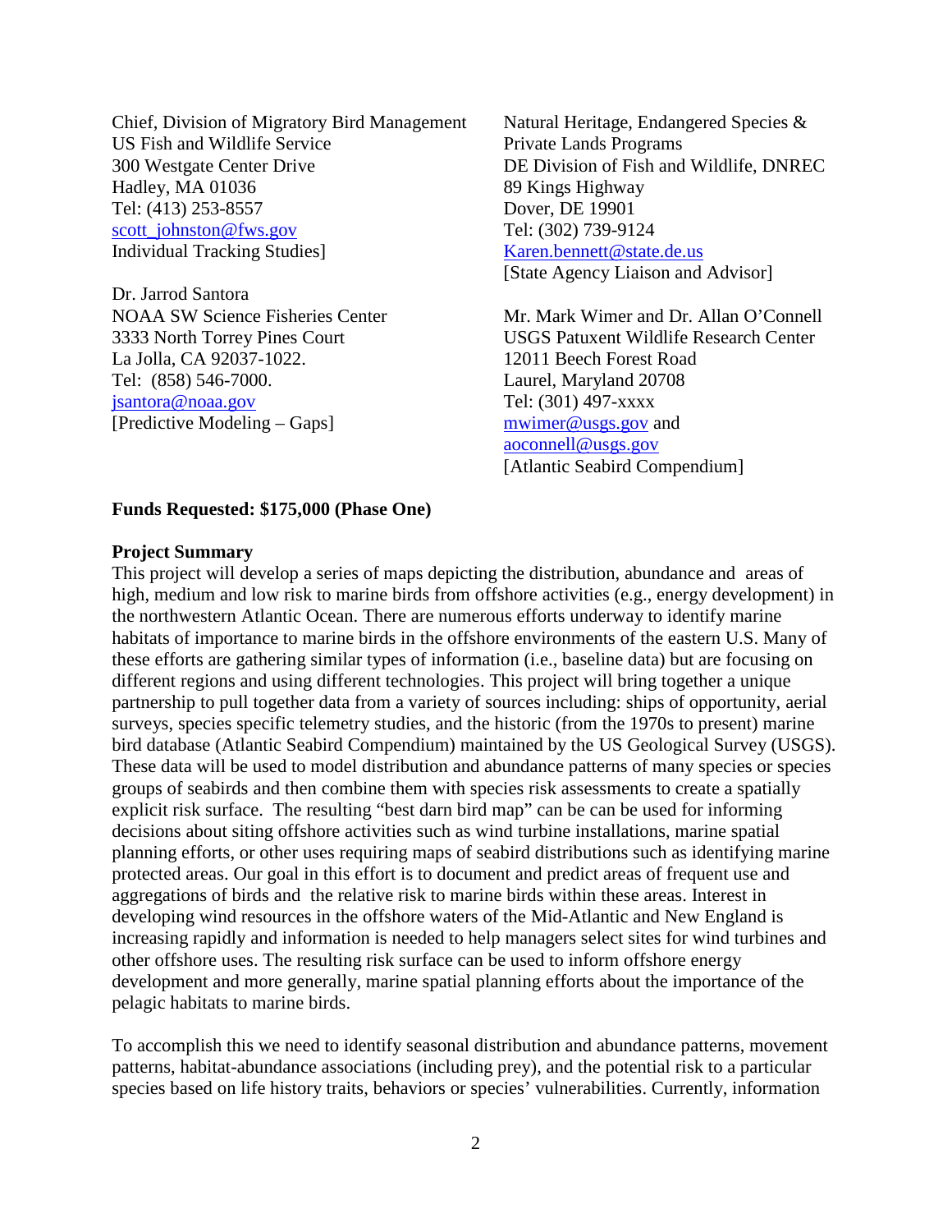Chief, Division of Migratory Bird Management
US Fish and Wildlife Service
300 Westgate Center Drive
Hadley, MA 01036
Tel: (413) 253-8557
scott_johnston@fws.gov
Individual Tracking Studies]

Dr. Jarrod Santora
NOAA SW Science Fisheries Center
3333 North Torrey Pines Court
La Jolla, CA 92037-1022.
Tel: (858) 546-7000.
jsantora@noaa.gov
[Predictive Modeling – Gaps]

Natural Heritage, Endangered Species &
Private Lands Programs
DE Division of Fish and Wildlife, DNREC
89 Kings Highway
Dover, DE 19901
Tel: (302) 739-9124
Karen.bennett@state.de.us
[State Agency Liaison and Advisor]

Mr. Mark Wimer and Dr. Allan O'Connell
USGS Patuxent Wildlife Research Center
12011 Beech Forest Road
Laurel, Maryland 20708
Tel: (301) 497-xxxx
mwimer@usgs.gov and
aoconnell@usgs.gov
[Atlantic Seabird Compendium]

**Funds Requested: $175,000 (Phase One)**

**Project Summary**

This project will develop a series of maps depicting the distribution, abundance and areas of high, medium and low risk to marine birds from offshore activities (e.g., energy development) in the northwestern Atlantic Ocean. There are numerous efforts underway to identify marine habitats of importance to marine birds in the offshore environments of the eastern U.S. Many of these efforts are gathering similar types of information (i.e., baseline data) but are focusing on different regions and using different technologies. This project will bring together a unique partnership to pull together data from a variety of sources including: ships of opportunity, aerial surveys, species specific telemetry studies, and the historic (from the 1970s to present) marine bird database (Atlantic Seabird Compendium) maintained by the US Geological Survey (USGS). These data will be used to model distribution and abundance patterns of many species or species groups of seabirds and then combine them with species risk assessments to create a spatially explicit risk surface. The resulting "best darn bird map" can be can be used for informing decisions about siting offshore activities such as wind turbine installations, marine spatial planning efforts, or other uses requiring maps of seabird distributions such as identifying marine protected areas. Our goal in this effort is to document and predict areas of frequent use and aggregations of birds and the relative risk to marine birds within these areas. Interest in developing wind resources in the offshore waters of the Mid-Atlantic and New England is increasing rapidly and information is needed to help managers select sites for wind turbines and other offshore uses. The resulting risk surface can be used to inform offshore energy development and more generally, marine spatial planning efforts about the importance of the pelagic habitats to marine birds.

To accomplish this we need to identify seasonal distribution and abundance patterns, movement patterns, habitat-abundance associations (including prey), and the potential risk to a particular species based on life history traits, behaviors or species' vulnerabilities. Currently, information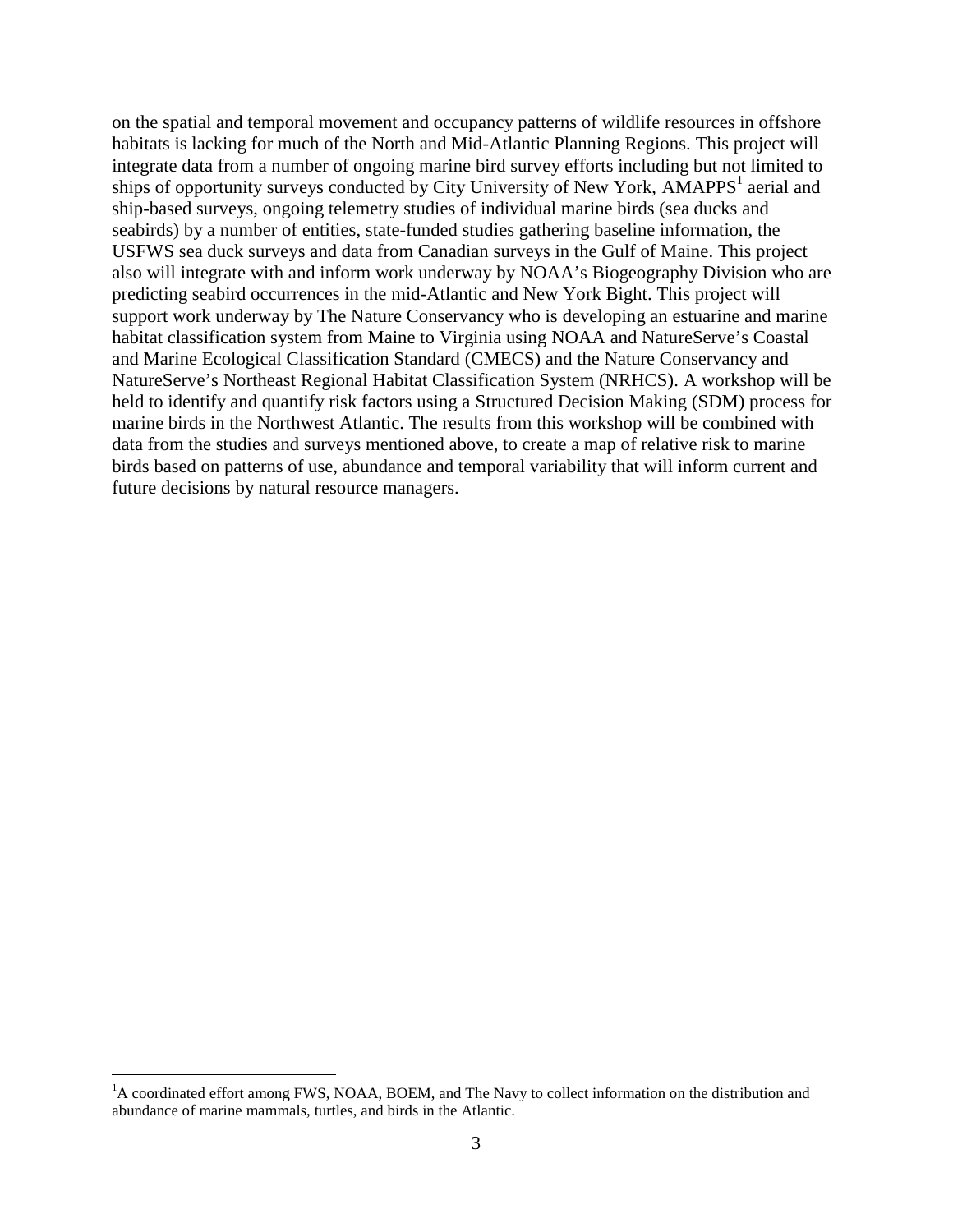on the spatial and temporal movement and occupancy patterns of wildlife resources in offshore habitats is lacking for much of the North and Mid-Atlantic Planning Regions. This project will integrate data from a number of ongoing marine bird survey efforts including but not limited to ships of opportunity surveys conducted by City University of New York, AMAPPS[1] aerial and ship-based surveys, ongoing telemetry studies of individual marine birds (sea ducks and seabirds) by a number of entities, state-funded studies gathering baseline information, the USFWS sea duck surveys and data from Canadian surveys in the Gulf of Maine. This project also will integrate with and inform work underway by NOAA's Biogeography Division who are predicting seabird occurrences in the mid-Atlantic and New York Bight. This project will support work underway by The Nature Conservancy who is developing an estuarine and marine habitat classification system from Maine to Virginia using NOAA and NatureServe's Coastal and Marine Ecological Classification Standard (CMECS) and the Nature Conservancy and NatureServe's Northeast Regional Habitat Classification System (NRHCS). A workshop will be held to identify and quantify risk factors using a Structured Decision Making (SDM) process for marine birds in the Northwest Atlantic. The results from this workshop will be combined with data from the studies and surveys mentioned above, to create a map of relative risk to marine birds based on patterns of use, abundance and temporal variability that will inform current and future decisions by natural resource managers.

[1] A coordinated effort among FWS, NOAA, BOEM, and The Navy to collect information on the distribution and abundance of marine mammals, turtles, and birds in the Atlantic.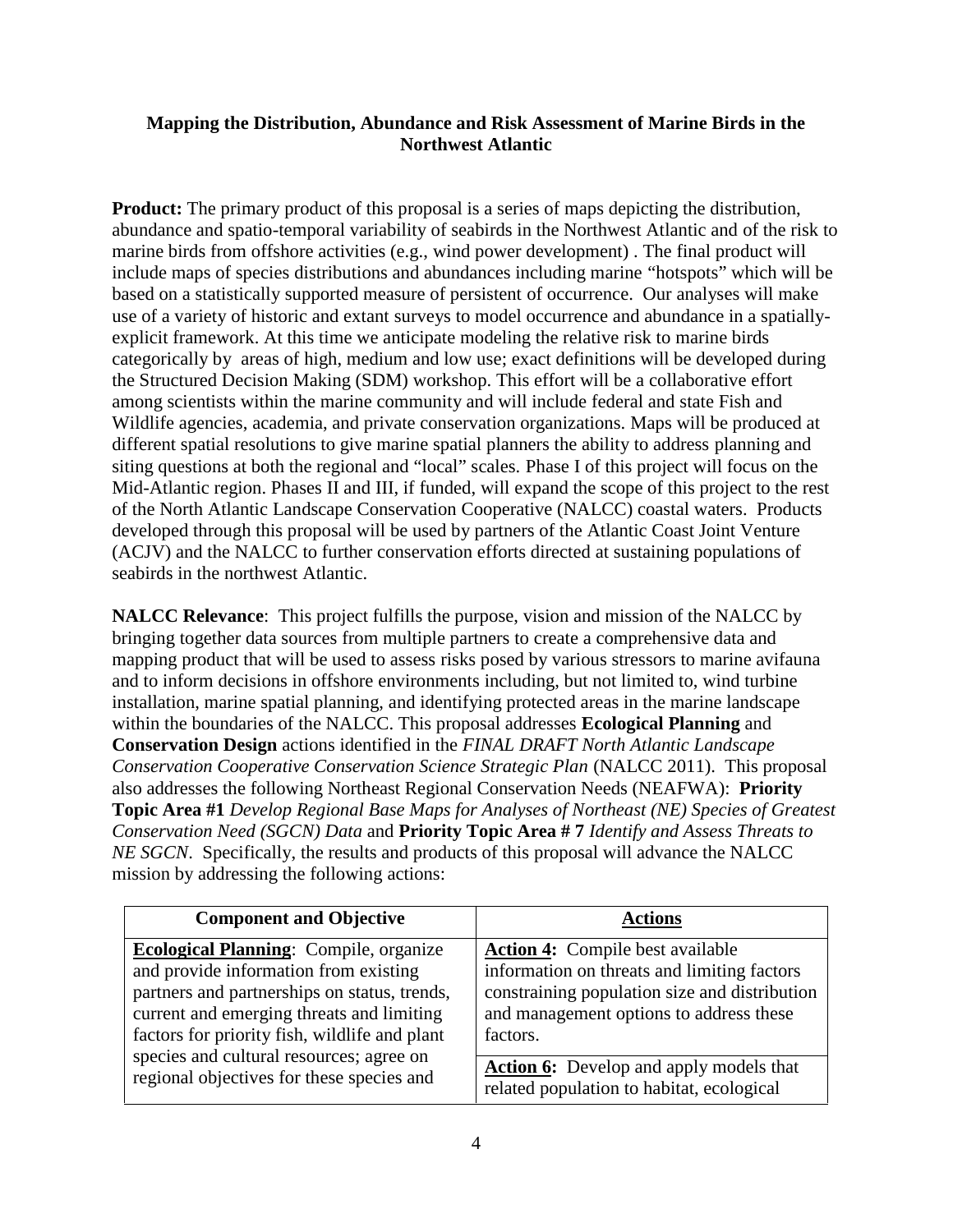**Mapping the Distribution, Abundance and Risk Assessment of Marine Birds in the Northwest Atlantic**

**Product:** The primary product of this proposal is a series of maps depicting the distribution, abundance and spatio-temporal variability of seabirds in the Northwest Atlantic and of the risk to marine birds from offshore activities (e.g., wind power development) . The final product will include maps of species distributions and abundances including marine "hotspots" which will be based on a statistically supported measure of persistent of occurrence. Our analyses will make use of a variety of historic and extant surveys to model occurrence and abundance in a spatially-explicit framework. At this time we anticipate modeling the relative risk to marine birds categorically by areas of high, medium and low use; exact definitions will be developed during the Structured Decision Making (SDM) workshop. This effort will be a collaborative effort among scientists within the marine community and will include federal and state Fish and Wildlife agencies, academia, and private conservation organizations. Maps will be produced at different spatial resolutions to give marine spatial planners the ability to address planning and siting questions at both the regional and "local" scales. Phase I of this project will focus on the Mid-Atlantic region. Phases II and III, if funded, will expand the scope of this project to the rest of the North Atlantic Landscape Conservation Cooperative (NALCC) coastal waters. Products developed through this proposal will be used by partners of the Atlantic Coast Joint Venture (ACJV) and the NALCC to further conservation efforts directed at sustaining populations of seabirds in the northwest Atlantic.

**NALCC Relevance**: This project fulfills the purpose, vision and mission of the NALCC by bringing together data sources from multiple partners to create a comprehensive data and mapping product that will be used to assess risks posed by various stressors to marine avifauna and to inform decisions in offshore environments including, but not limited to, wind turbine installation, marine spatial planning, and identifying protected areas in the marine landscape within the boundaries of the NALCC. This proposal addresses **Ecological Planning** and **Conservation Design** actions identified in the *FINAL DRAFT North Atlantic Landscape Conservation Cooperative Conservation Science Strategic Plan* (NALCC 2011). This proposal also addresses the following Northeast Regional Conservation Needs (NEAFWA): **Priority Topic Area #1** *Develop Regional Base Maps for Analyses of Northeast (NE) Species of Greatest Conservation Need (SGCN) Data* and **Priority Topic Area # 7** *Identify and Assess Threats to NE SGCN*. Specifically, the results and products of this proposal will advance the NALCC mission by addressing the following actions:

| Component and Objective | Actions |
|---|---|
| **Ecological Planning**: Compile, organize and provide information from existing partners and partnerships on status, trends, current and emerging threats and limiting factors for priority fish, wildlife and plant species and cultural resources; agree on regional objectives for these species and | **Action 4:** Compile best available information on threats and limiting factors constraining population size and distribution and management options to address these factors. |
| | **Action 6:** Develop and apply models that related population to habitat, ecological |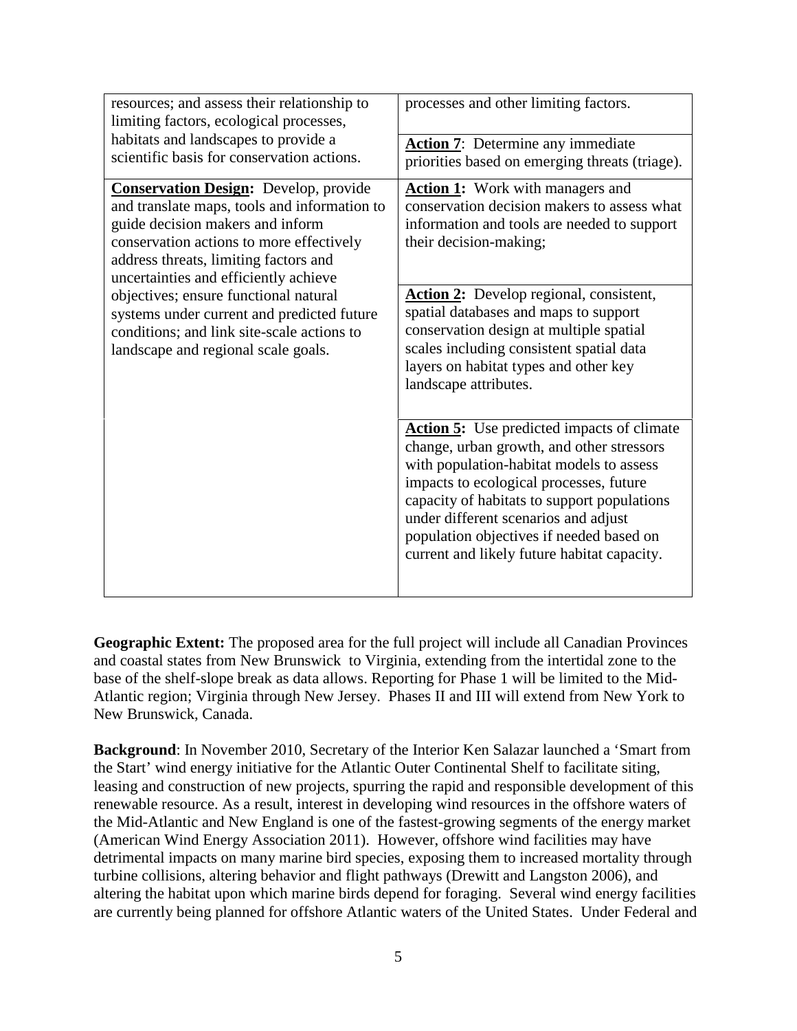| | |
|---|---|
| resources; and assess their relationship to limiting factors, ecological processes, habitats and landscapes to provide a scientific basis for conservation actions. | processes and other limiting factors.<br><br>**Action 7**: Determine any immediate priorities based on emerging threats (triage). |
| **Conservation Design:** Develop, provide and translate maps, tools and information to guide decision makers and inform conservation actions to more effectively address threats, limiting factors and uncertainties and efficiently achieve objectives; ensure functional natural systems under current and predicted future conditions; and link site-scale actions to landscape and regional scale goals. | **Action 1:** Work with managers and conservation decision makers to assess what information and tools are needed to support their decision-making; |
| | **Action 2:** Develop regional, consistent, spatial databases and maps to support conservation design at multiple spatial scales including consistent spatial data layers on habitat types and other key landscape attributes. |
| | **Action 5:** Use predicted impacts of climate change, urban growth, and other stressors with population-habitat models to assess impacts to ecological processes, future capacity of habitats to support populations under different scenarios and adjust population objectives if needed based on current and likely future habitat capacity. |

**Geographic Extent:** The proposed area for the full project will include all Canadian Provinces and coastal states from New Brunswick to Virginia, extending from the intertidal zone to the base of the shelf-slope break as data allows. Reporting for Phase 1 will be limited to the Mid-Atlantic region; Virginia through New Jersey. Phases II and III will extend from New York to New Brunswick, Canada.

**Background**: In November 2010, Secretary of the Interior Ken Salazar launched a 'Smart from the Start' wind energy initiative for the Atlantic Outer Continental Shelf to facilitate siting, leasing and construction of new projects, spurring the rapid and responsible development of this renewable resource. As a result, interest in developing wind resources in the offshore waters of the Mid-Atlantic and New England is one of the fastest-growing segments of the energy market (American Wind Energy Association 2011). However, offshore wind facilities may have detrimental impacts on many marine bird species, exposing them to increased mortality through turbine collisions, altering behavior and flight pathways (Drewitt and Langston 2006), and altering the habitat upon which marine birds depend for foraging. Several wind energy facilities are currently being planned for offshore Atlantic waters of the United States. Under Federal and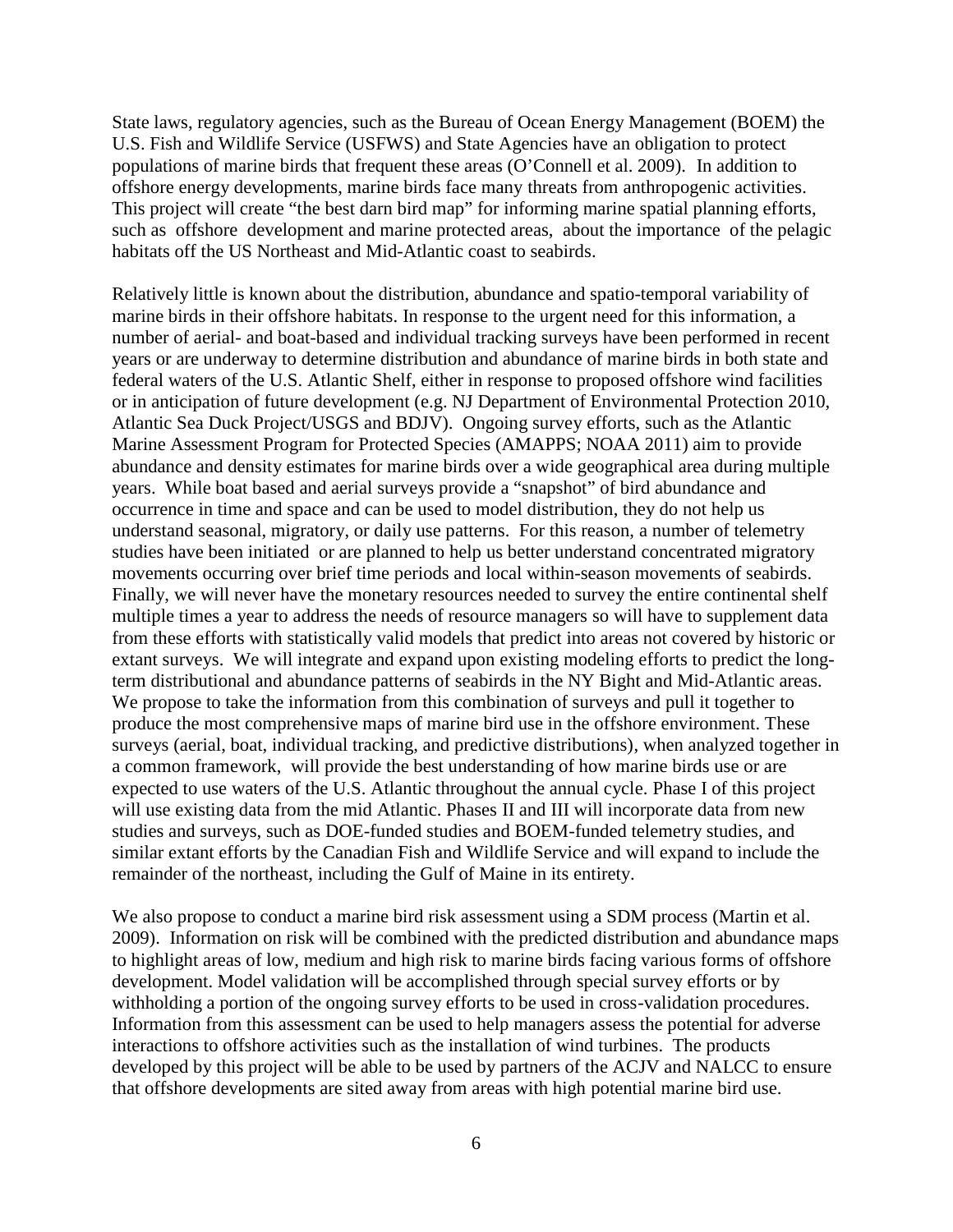State laws, regulatory agencies, such as the Bureau of Ocean Energy Management (BOEM) the U.S. Fish and Wildlife Service (USFWS) and State Agencies have an obligation to protect populations of marine birds that frequent these areas (O'Connell et al. 2009). In addition to offshore energy developments, marine birds face many threats from anthropogenic activities. This project will create "the best darn bird map" for informing marine spatial planning efforts, such as offshore development and marine protected areas, about the importance of the pelagic habitats off the US Northeast and Mid-Atlantic coast to seabirds.

Relatively little is known about the distribution, abundance and spatio-temporal variability of marine birds in their offshore habitats. In response to the urgent need for this information, a number of aerial- and boat-based and individual tracking surveys have been performed in recent years or are underway to determine distribution and abundance of marine birds in both state and federal waters of the U.S. Atlantic Shelf, either in response to proposed offshore wind facilities or in anticipation of future development (e.g. NJ Department of Environmental Protection 2010, Atlantic Sea Duck Project/USGS and BDJV). Ongoing survey efforts, such as the Atlantic Marine Assessment Program for Protected Species (AMAPPS; NOAA 2011) aim to provide abundance and density estimates for marine birds over a wide geographical area during multiple years. While boat based and aerial surveys provide a "snapshot" of bird abundance and occurrence in time and space and can be used to model distribution, they do not help us understand seasonal, migratory, or daily use patterns. For this reason, a number of telemetry studies have been initiated or are planned to help us better understand concentrated migratory movements occurring over brief time periods and local within-season movements of seabirds. Finally, we will never have the monetary resources needed to survey the entire continental shelf multiple times a year to address the needs of resource managers so will have to supplement data from these efforts with statistically valid models that predict into areas not covered by historic or extant surveys. We will integrate and expand upon existing modeling efforts to predict the long-term distributional and abundance patterns of seabirds in the NY Bight and Mid-Atlantic areas. We propose to take the information from this combination of surveys and pull it together to produce the most comprehensive maps of marine bird use in the offshore environment. These surveys (aerial, boat, individual tracking, and predictive distributions), when analyzed together in a common framework, will provide the best understanding of how marine birds use or are expected to use waters of the U.S. Atlantic throughout the annual cycle. Phase I of this project will use existing data from the mid Atlantic. Phases II and III will incorporate data from new studies and surveys, such as DOE-funded studies and BOEM-funded telemetry studies, and similar extant efforts by the Canadian Fish and Wildlife Service and will expand to include the remainder of the northeast, including the Gulf of Maine in its entirety.

We also propose to conduct a marine bird risk assessment using a SDM process (Martin et al. 2009). Information on risk will be combined with the predicted distribution and abundance maps to highlight areas of low, medium and high risk to marine birds facing various forms of offshore development. Model validation will be accomplished through special survey efforts or by withholding a portion of the ongoing survey efforts to be used in cross-validation procedures. Information from this assessment can be used to help managers assess the potential for adverse interactions to offshore activities such as the installation of wind turbines. The products developed by this project will be able to be used by partners of the ACJV and NALCC to ensure that offshore developments are sited away from areas with high potential marine bird use.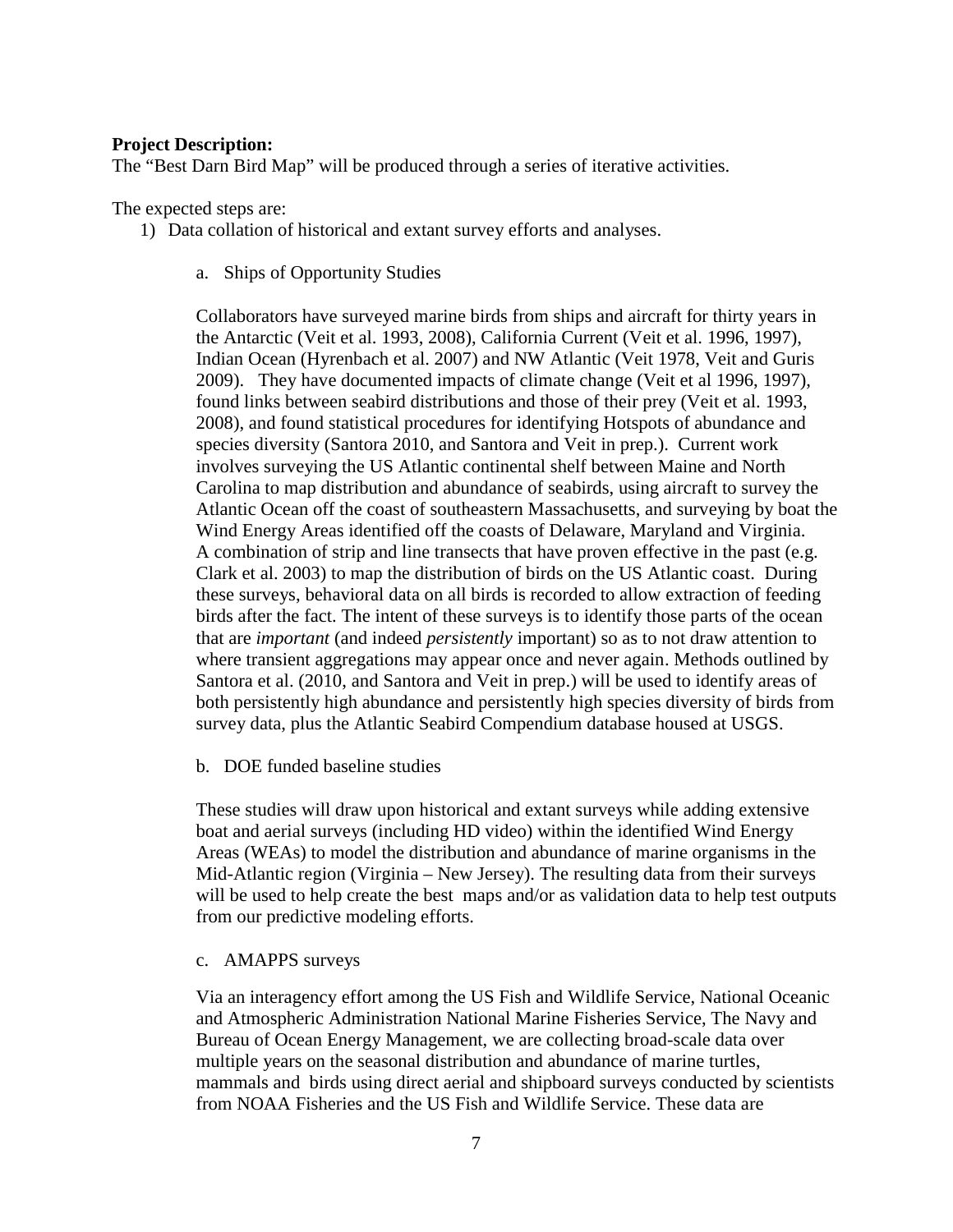**Project Description:**
The "Best Darn Bird Map" will be produced through a series of iterative activities.

The expected steps are:

1) Data collation of historical and extant survey efforts and analyses.

    a. Ships of Opportunity Studies

    Collaborators have surveyed marine birds from ships and aircraft for thirty years in the Antarctic (Veit et al. 1993, 2008), California Current (Veit et al. 1996, 1997), Indian Ocean (Hyrenbach et al. 2007) and NW Atlantic (Veit 1978, Veit and Guris 2009). They have documented impacts of climate change (Veit et al 1996, 1997), found links between seabird distributions and those of their prey (Veit et al. 1993, 2008), and found statistical procedures for identifying Hotspots of abundance and species diversity (Santora 2010, and Santora and Veit in prep.). Current work involves surveying the US Atlantic continental shelf between Maine and North Carolina to map distribution and abundance of seabirds, using aircraft to survey the Atlantic Ocean off the coast of southeastern Massachusetts, and surveying by boat the Wind Energy Areas identified off the coasts of Delaware, Maryland and Virginia. A combination of strip and line transects that have proven effective in the past (e.g. Clark et al. 2003) to map the distribution of birds on the US Atlantic coast. During these surveys, behavioral data on all birds is recorded to allow extraction of feeding birds after the fact. The intent of these surveys is to identify those parts of the ocean that are *important* (and indeed *persistently* important) so as to not draw attention to where transient aggregations may appear once and never again. Methods outlined by Santora et al. (2010, and Santora and Veit in prep.) will be used to identify areas of both persistently high abundance and persistently high species diversity of birds from survey data, plus the Atlantic Seabird Compendium database housed at USGS.

    b. DOE funded baseline studies

    These studies will draw upon historical and extant surveys while adding extensive boat and aerial surveys (including HD video) within the identified Wind Energy Areas (WEAs) to model the distribution and abundance of marine organisms in the Mid-Atlantic region (Virginia – New Jersey). The resulting data from their surveys will be used to help create the best maps and/or as validation data to help test outputs from our predictive modeling efforts.

    c. AMAPPS surveys

    Via an interagency effort among the US Fish and Wildlife Service, National Oceanic and Atmospheric Administration National Marine Fisheries Service, The Navy and Bureau of Ocean Energy Management, we are collecting broad-scale data over multiple years on the seasonal distribution and abundance of marine turtles, mammals and birds using direct aerial and shipboard surveys conducted by scientists from NOAA Fisheries and the US Fish and Wildlife Service. These data are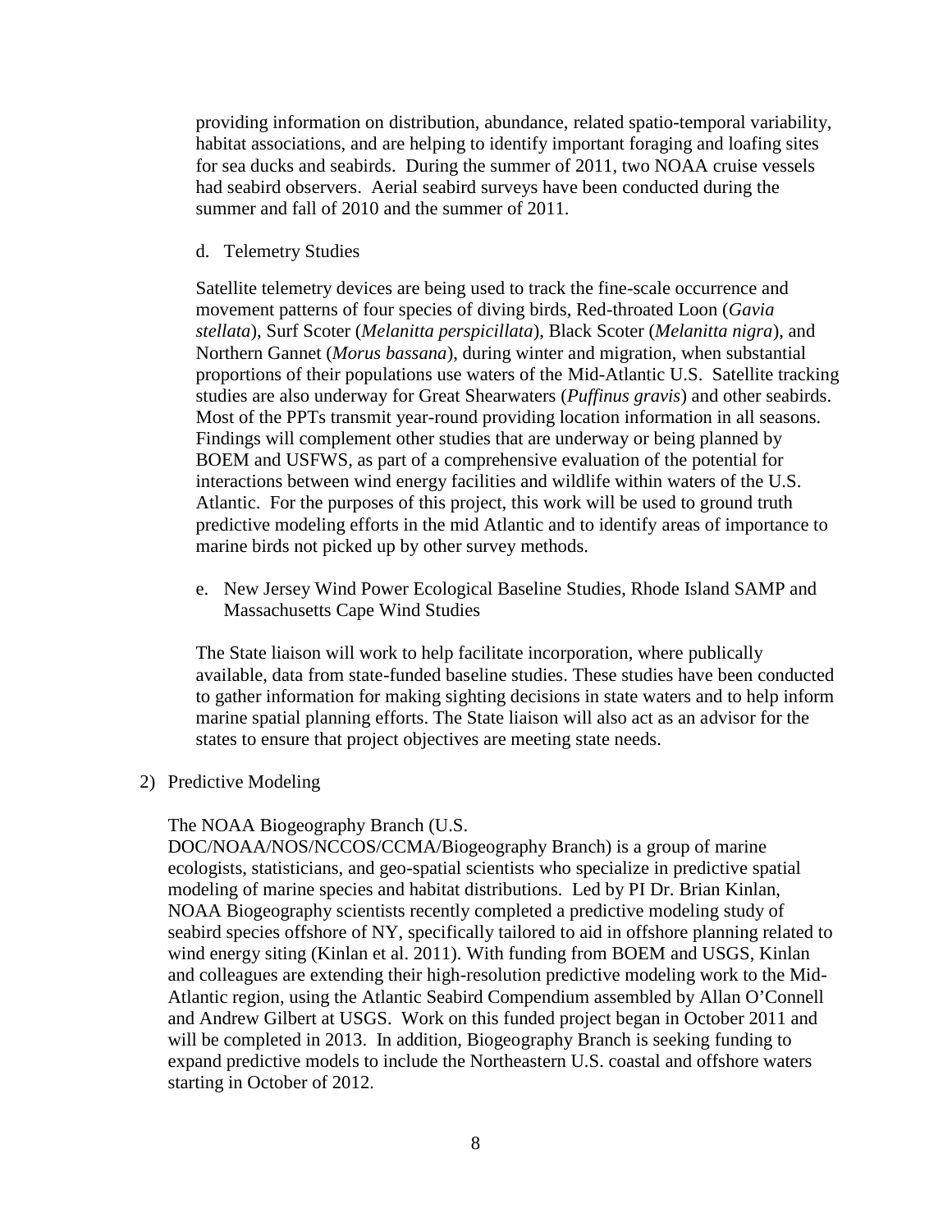providing information on distribution, abundance, related spatio-temporal variability, habitat associations, and are helping to identify important foraging and loafing sites for sea ducks and seabirds. During the summer of 2011, two NOAA cruise vessels had seabird observers. Aerial seabird surveys have been conducted during the summer and fall of 2010 and the summer of 2011.

d. Telemetry Studies

Satellite telemetry devices are being used to track the fine-scale occurrence and movement patterns of four species of diving birds, Red-throated Loon (*Gavia stellata*), Surf Scoter (*Melanitta perspicillata*), Black Scoter (*Melanitta nigra*), and Northern Gannet (*Morus bassana*), during winter and migration, when substantial proportions of their populations use waters of the Mid-Atlantic U.S. Satellite tracking studies are also underway for Great Shearwaters (*Puffinus gravis*) and other seabirds. Most of the PPTs transmit year-round providing location information in all seasons. Findings will complement other studies that are underway or being planned by BOEM and USFWS, as part of a comprehensive evaluation of the potential for interactions between wind energy facilities and wildlife within waters of the U.S. Atlantic. For the purposes of this project, this work will be used to ground truth predictive modeling efforts in the mid Atlantic and to identify areas of importance to marine birds not picked up by other survey methods.

e. New Jersey Wind Power Ecological Baseline Studies, Rhode Island SAMP and Massachusetts Cape Wind Studies

The State liaison will work to help facilitate incorporation, where publically available, data from state-funded baseline studies. These studies have been conducted to gather information for making sighting decisions in state waters and to help inform marine spatial planning efforts. The State liaison will also act as an advisor for the states to ensure that project objectives are meeting state needs.

2) Predictive Modeling

The NOAA Biogeography Branch (U.S. DOC/NOAA/NOS/NCCOS/CCMA/Biogeography Branch) is a group of marine ecologists, statisticians, and geo-spatial scientists who specialize in predictive spatial modeling of marine species and habitat distributions. Led by PI Dr. Brian Kinlan, NOAA Biogeography scientists recently completed a predictive modeling study of seabird species offshore of NY, specifically tailored to aid in offshore planning related to wind energy siting (Kinlan et al. 2011). With funding from BOEM and USGS, Kinlan and colleagues are extending their high-resolution predictive modeling work to the Mid-Atlantic region, using the Atlantic Seabird Compendium assembled by Allan O'Connell and Andrew Gilbert at USGS. Work on this funded project began in October 2011 and will be completed in 2013. In addition, Biogeography Branch is seeking funding to expand predictive models to include the Northeastern U.S. coastal and offshore waters starting in October of 2012.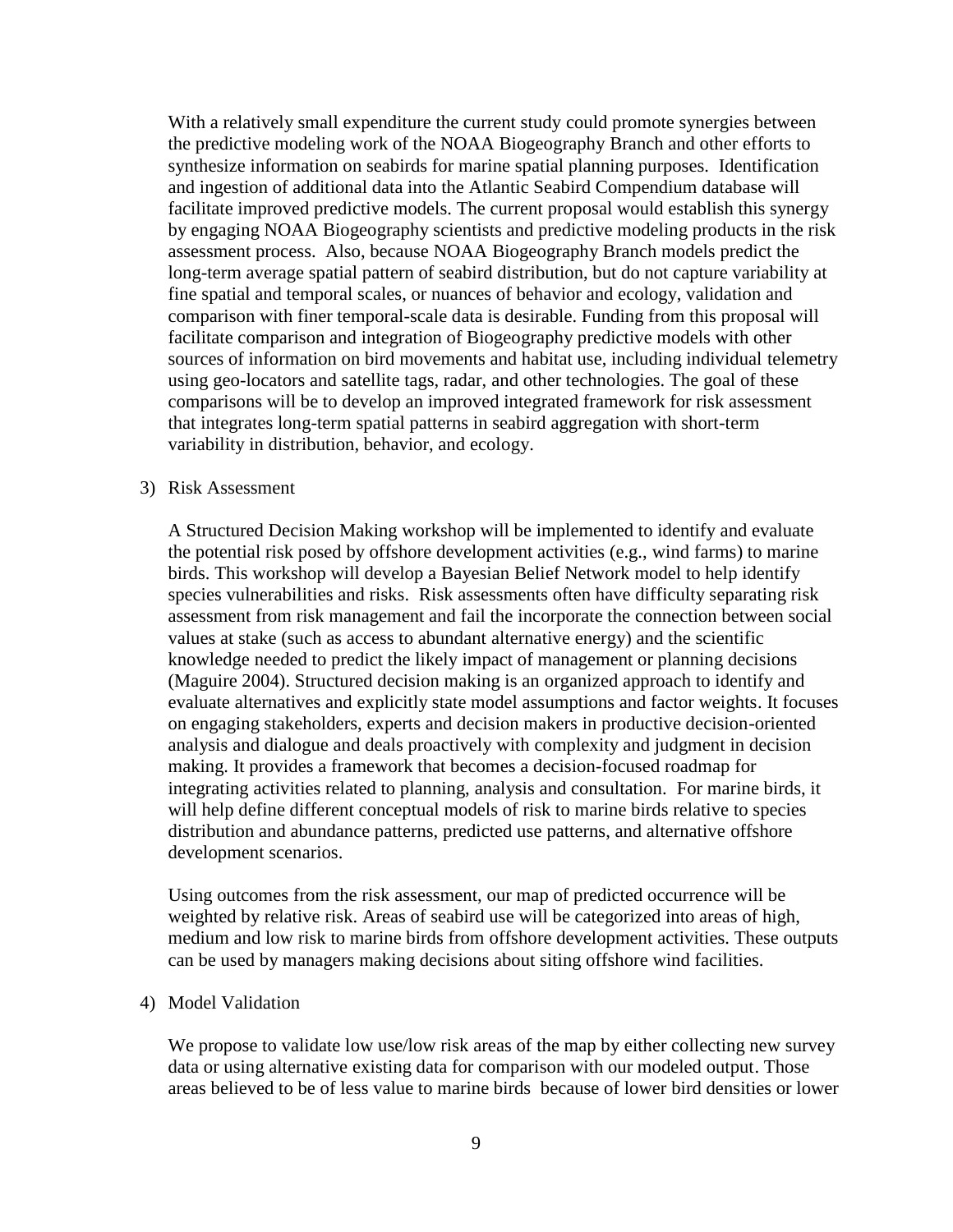With a relatively small expenditure the current study could promote synergies between the predictive modeling work of the NOAA Biogeography Branch and other efforts to synthesize information on seabirds for marine spatial planning purposes. Identification and ingestion of additional data into the Atlantic Seabird Compendium database will facilitate improved predictive models. The current proposal would establish this synergy by engaging NOAA Biogeography scientists and predictive modeling products in the risk assessment process. Also, because NOAA Biogeography Branch models predict the long-term average spatial pattern of seabird distribution, but do not capture variability at fine spatial and temporal scales, or nuances of behavior and ecology, validation and comparison with finer temporal-scale data is desirable. Funding from this proposal will facilitate comparison and integration of Biogeography predictive models with other sources of information on bird movements and habitat use, including individual telemetry using geo-locators and satellite tags, radar, and other technologies. The goal of these comparisons will be to develop an improved integrated framework for risk assessment that integrates long-term spatial patterns in seabird aggregation with short-term variability in distribution, behavior, and ecology.

3) Risk Assessment

A Structured Decision Making workshop will be implemented to identify and evaluate the potential risk posed by offshore development activities (e.g., wind farms) to marine birds. This workshop will develop a Bayesian Belief Network model to help identify species vulnerabilities and risks. Risk assessments often have difficulty separating risk assessment from risk management and fail the incorporate the connection between social values at stake (such as access to abundant alternative energy) and the scientific knowledge needed to predict the likely impact of management or planning decisions (Maguire 2004). Structured decision making is an organized approach to identify and evaluate alternatives and explicitly state model assumptions and factor weights. It focuses on engaging stakeholders, experts and decision makers in productive decision-oriented analysis and dialogue and deals proactively with complexity and judgment in decision making. It provides a framework that becomes a decision-focused roadmap for integrating activities related to planning, analysis and consultation. For marine birds, it will help define different conceptual models of risk to marine birds relative to species distribution and abundance patterns, predicted use patterns, and alternative offshore development scenarios.

Using outcomes from the risk assessment, our map of predicted occurrence will be weighted by relative risk. Areas of seabird use will be categorized into areas of high, medium and low risk to marine birds from offshore development activities. These outputs can be used by managers making decisions about siting offshore wind facilities.

4) Model Validation

We propose to validate low use/low risk areas of the map by either collecting new survey data or using alternative existing data for comparison with our modeled output. Those areas believed to be of less value to marine birds because of lower bird densities or lower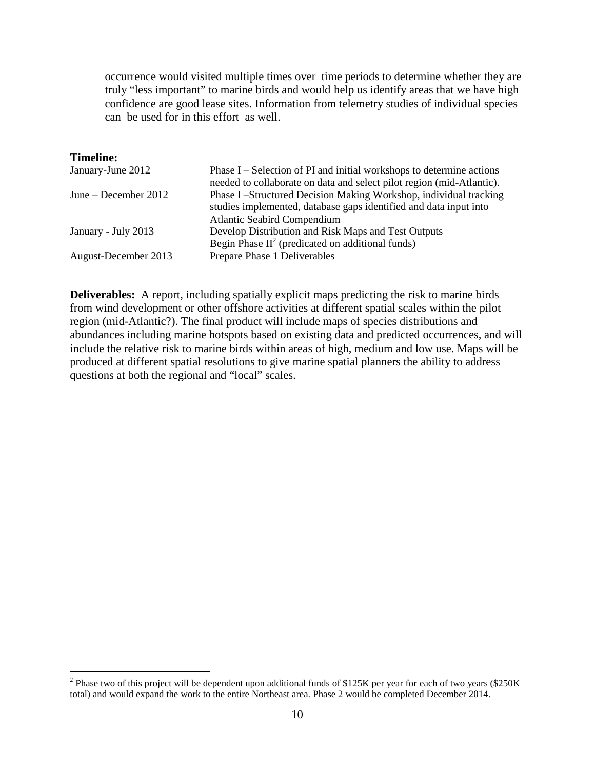occurrence would visited multiple times over time periods to determine whether they are truly "less important" to marine birds and would help us identify areas that we have high confidence are good lease sites. Information from telemetry studies of individual species can be used for in this effort as well.

**Timeline:**

| | |
|---|---|
| January-June 2012 | Phase I – Selection of PI and initial workshops to determine actions needed to collaborate on data and select pilot region (mid-Atlantic). |
| June – December 2012 | Phase I –Structured Decision Making Workshop, individual tracking studies implemented, database gaps identified and data input into Atlantic Seabird Compendium |
| January - July 2013 | Develop Distribution and Risk Maps and Test Outputs<br>Begin Phase II[2] (predicated on additional funds) |
| August-December 2013 | Prepare Phase 1 Deliverables |

**Deliverables:** A report, including spatially explicit maps predicting the risk to marine birds from wind development or other offshore activities at different spatial scales within the pilot region (mid-Atlantic?). The final product will include maps of species distributions and abundances including marine hotspots based on existing data and predicted occurrences, and will include the relative risk to marine birds within areas of high, medium and low use. Maps will be produced at different spatial resolutions to give marine spatial planners the ability to address questions at both the regional and "local" scales.

[2] Phase two of this project will be dependent upon additional funds of $125K per year for each of two years ($250K total) and would expand the work to the entire Northeast area. Phase 2 would be completed December 2014.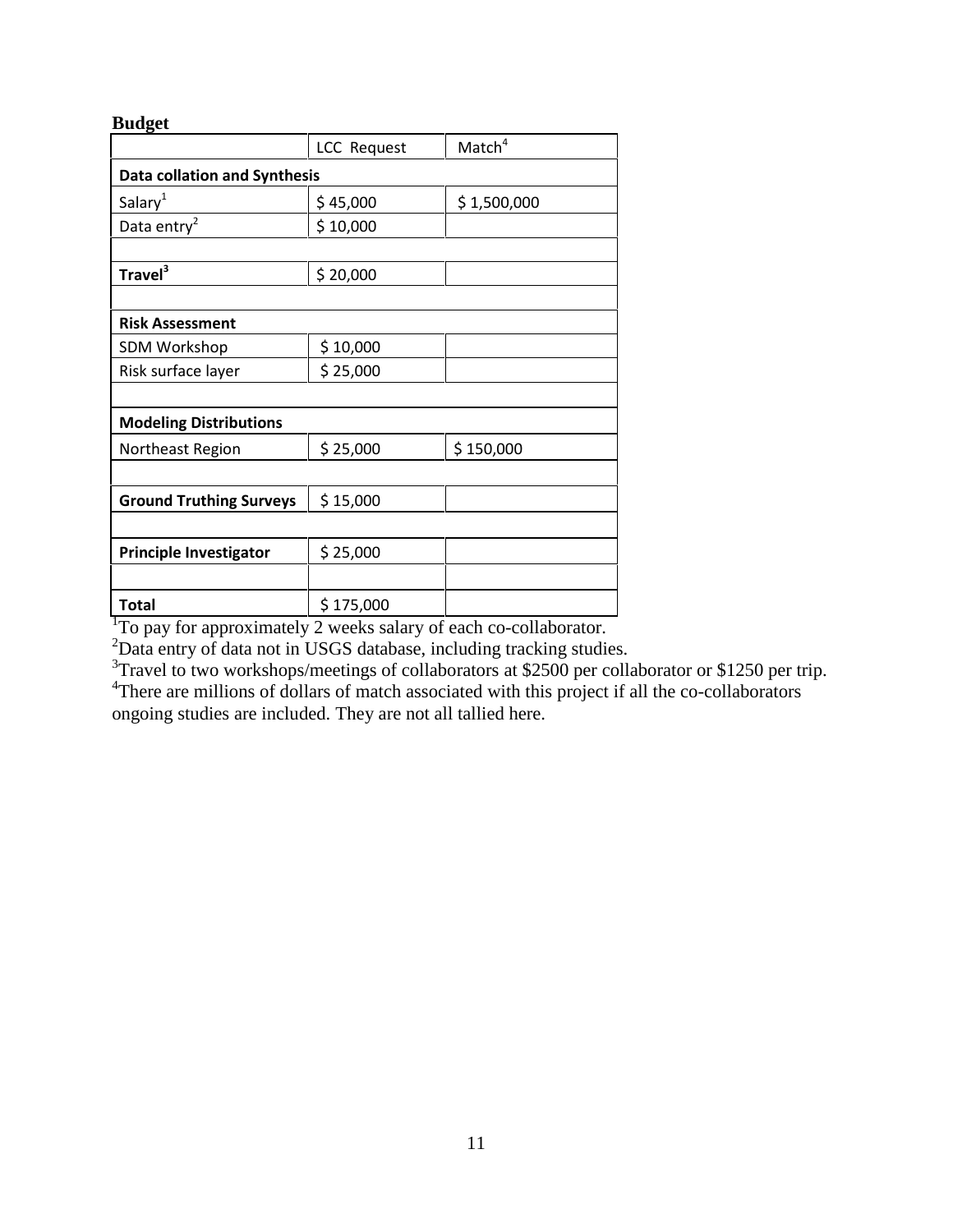**Budget**

| | LCC Request | Match[4] |
|---|---|---|
| **Data collation and Synthesis** | | |
| Salary[1] | $ 45,000 | $ 1,500,000 |
| Data entry[2] | $ 10,000 | |
| | | |
| **Travel[3]** | $ 20,000 | |
| | | |
| **Risk Assessment** | | |
| SDM Workshop | $ 10,000 | |
| Risk surface layer | $ 25,000 | |
| | | |
| **Modeling Distributions** | | |
| Northeast Region | $ 25,000 | $ 150,000 |
| | | |
| **Ground Truthing Surveys** | $ 15,000 | |
| | | |
| **Principle Investigator** | $ 25,000 | |
| | | |
| **Total** | $ 175,000 | |

[1]To pay for approximately 2 weeks salary of each co-collaborator.
[2]Data entry of data not in USGS database, including tracking studies.
[3]Travel to two workshops/meetings of collaborators at $2500 per collaborator or $1250 per trip.
[4]There are millions of dollars of match associated with this project if all the co-collaborators ongoing studies are included. They are not all tallied here.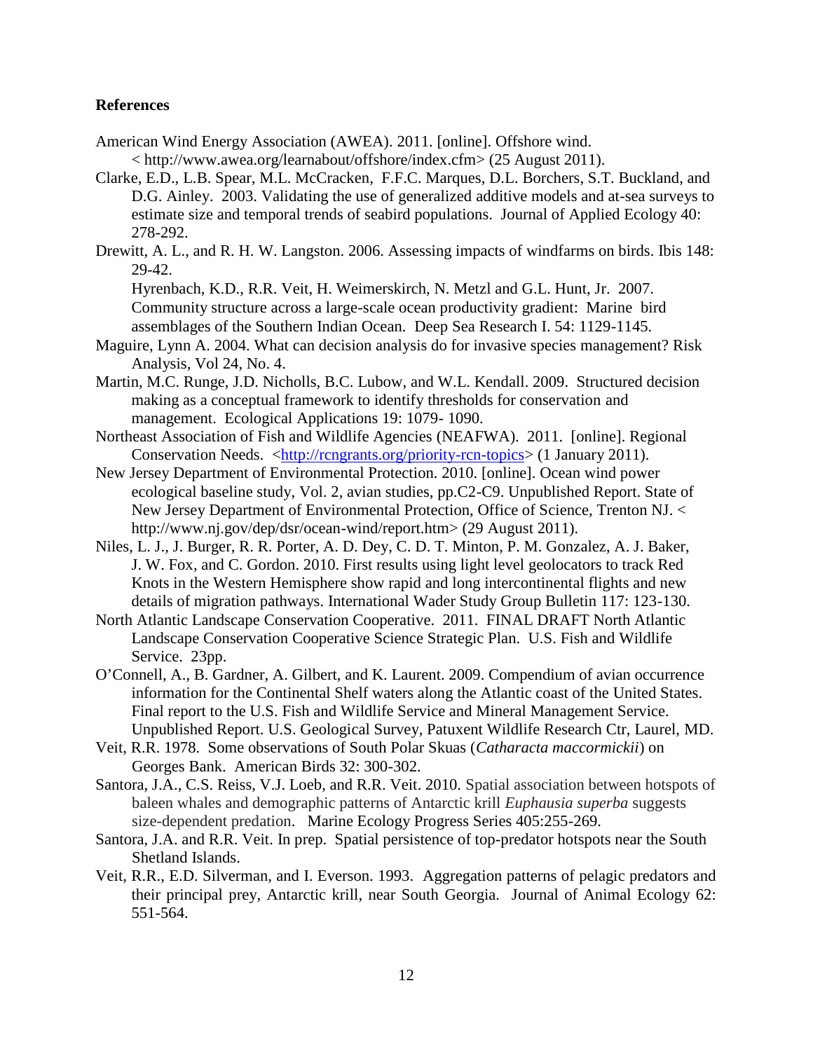**References**

American Wind Energy Association (AWEA). 2011. [online]. Offshore wind. < http://www.awea.org/learnabout/offshore/index.cfm> (25 August 2011).

Clarke, E.D., L.B. Spear, M.L. McCracken, F.F.C. Marques, D.L. Borchers, S.T. Buckland, and D.G. Ainley. 2003. Validating the use of generalized additive models and at-sea surveys to estimate size and temporal trends of seabird populations. Journal of Applied Ecology 40: 278-292.

Drewitt, A. L., and R. H. W. Langston. 2006. Assessing impacts of windfarms on birds. Ibis 148: 29-42.

Hyrenbach, K.D., R.R. Veit, H. Weimerskirch, N. Metzl and G.L. Hunt, Jr. 2007. Community structure across a large-scale ocean productivity gradient: Marine bird assemblages of the Southern Indian Ocean. Deep Sea Research I. 54: 1129-1145.

Maguire, Lynn A. 2004. What can decision analysis do for invasive species management? Risk Analysis, Vol 24, No. 4.

Martin, M.C. Runge, J.D. Nicholls, B.C. Lubow, and W.L. Kendall. 2009. Structured decision making as a conceptual framework to identify thresholds for conservation and management. Ecological Applications 19: 1079- 1090.

Northeast Association of Fish and Wildlife Agencies (NEAFWA). 2011. [online]. Regional Conservation Needs. <http://rcngrants.org/priority-rcn-topics> (1 January 2011).

New Jersey Department of Environmental Protection. 2010. [online]. Ocean wind power ecological baseline study, Vol. 2, avian studies, pp.C2-C9. Unpublished Report. State of New Jersey Department of Environmental Protection, Office of Science, Trenton NJ. < http://www.nj.gov/dep/dsr/ocean-wind/report.htm> (29 August 2011).

Niles, L. J., J. Burger, R. R. Porter, A. D. Dey, C. D. T. Minton, P. M. Gonzalez, A. J. Baker, J. W. Fox, and C. Gordon. 2010. First results using light level geolocators to track Red Knots in the Western Hemisphere show rapid and long intercontinental flights and new details of migration pathways. International Wader Study Group Bulletin 117: 123-130.

North Atlantic Landscape Conservation Cooperative. 2011. FINAL DRAFT North Atlantic Landscape Conservation Cooperative Science Strategic Plan. U.S. Fish and Wildlife Service. 23pp.

O'Connell, A., B. Gardner, A. Gilbert, and K. Laurent. 2009. Compendium of avian occurrence information for the Continental Shelf waters along the Atlantic coast of the United States. Final report to the U.S. Fish and Wildlife Service and Mineral Management Service. Unpublished Report. U.S. Geological Survey, Patuxent Wildlife Research Ctr, Laurel, MD.

Veit, R.R. 1978. Some observations of South Polar Skuas (*Catharacta maccormickii*) on Georges Bank. American Birds 32: 300-302.

Santora, J.A., C.S. Reiss, V.J. Loeb, and R.R. Veit. 2010. Spatial association between hotspots of baleen whales and demographic patterns of Antarctic krill *Euphausia superba* suggests size-dependent predation. Marine Ecology Progress Series 405:255-269.

Santora, J.A. and R.R. Veit. In prep. Spatial persistence of top-predator hotspots near the South Shetland Islands.

Veit, R.R., E.D. Silverman, and I. Everson. 1993. Aggregation patterns of pelagic predators and their principal prey, Antarctic krill, near South Georgia. Journal of Animal Ecology 62: 551-564.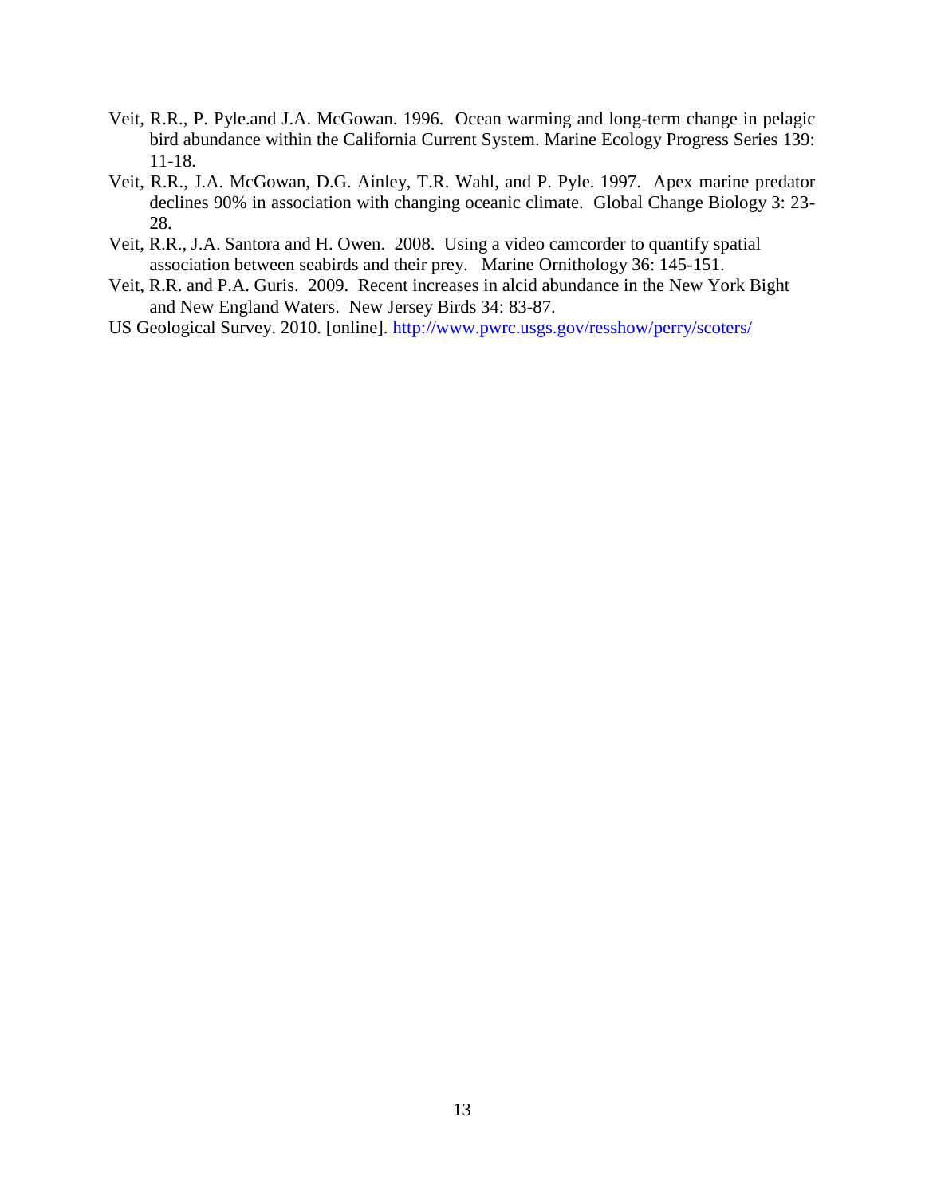Veit, R.R., P. Pyle.and J.A. McGowan. 1996. Ocean warming and long-term change in pelagic bird abundance within the California Current System. Marine Ecology Progress Series 139: 11-18.

Veit, R.R., J.A. McGowan, D.G. Ainley, T.R. Wahl, and P. Pyle. 1997. Apex marine predator declines 90% in association with changing oceanic climate. Global Change Biology 3: 23-28.

Veit, R.R., J.A. Santora and H. Owen. 2008. Using a video camcorder to quantify spatial association between seabirds and their prey. Marine Ornithology 36: 145-151.

Veit, R.R. and P.A. Guris. 2009. Recent increases in alcid abundance in the New York Bight and New England Waters. New Jersey Birds 34: 83-87.

US Geological Survey. 2010. [online]. http://www.pwrc.usgs.gov/resshow/perry/scoters/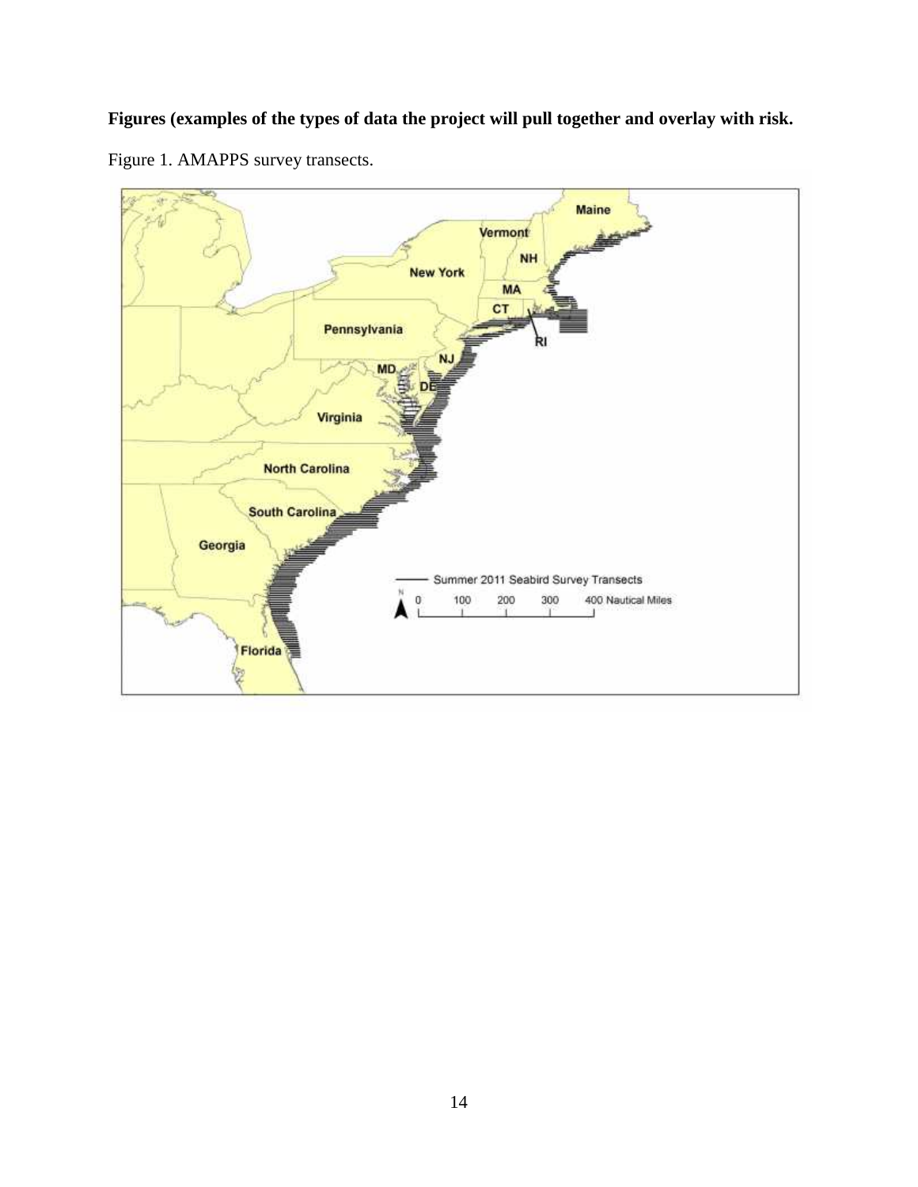**Figures (examples of the types of data the project will pull together and overlay with risk.**

Figure 1. AMAPPS survey transects.

Maine
Vermont
NH
New York
MA
CT
RI
Pennsylvania
NJ
MD
DE
Virginia
North Carolina
South Carolina
Georgia
Florida

Summer 2011 Seabird Survey Transects

N

0 100 200 300 400 Nautical Miles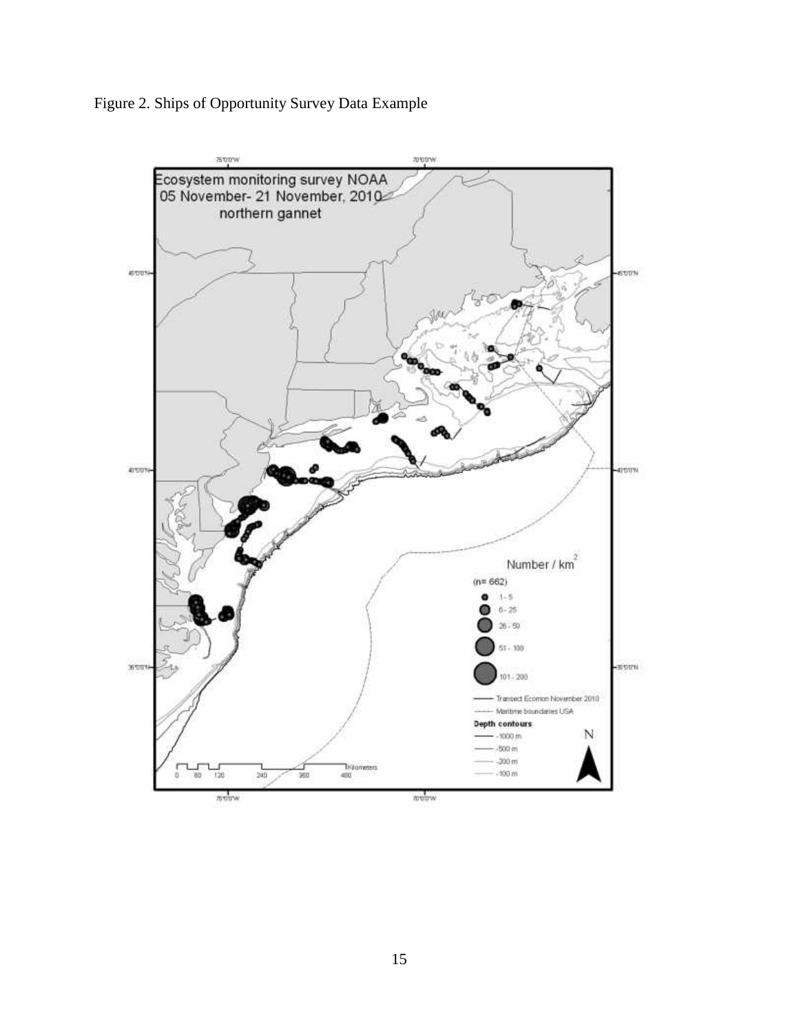Figure 2. Ships of Opportunity Survey Data Example

Ecosystem monitoring survey NOAA
05 November- 21 November, 2010
northern gannet

75°0'0"W
70°0'0"W
45°0'0"N
40°0'0"N
35°0'0"N

Number / km$^2$
(n= 662)
1 - 5
6 - 25
26 - 50
51 - 100
101 - 200
Transect Ecomon November 2010
Maritime boundaries USA
Depth contours
-1000 m
-500 m
-200 m
-100 m

N

0 60 120 240 360 480 Kilometers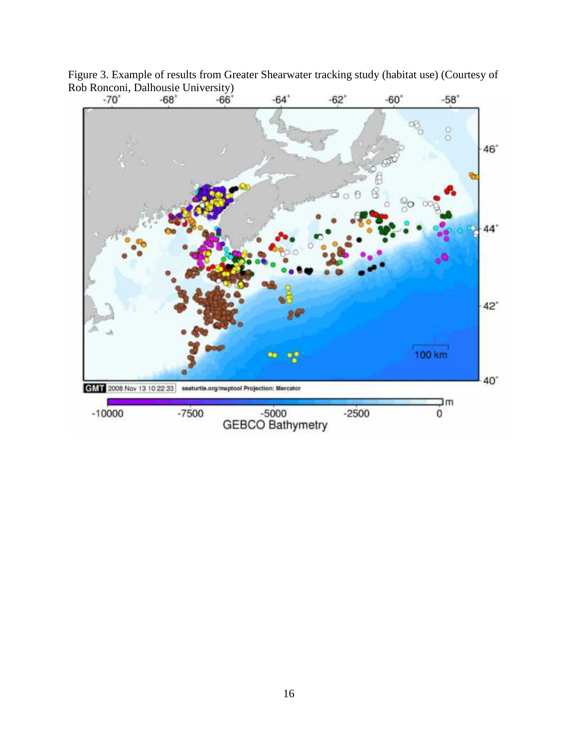Figure 3. Example of results from Greater Shearwater tracking study (habitat use) (Courtesy of Rob Ronconi, Dalhousie University)

-70˚ -68˚ -66˚ -64˚ -62˚ -60˚ -58˚

46˚
44˚
42˚
40˚

100 km

GMT 2008 Nov 13 10:22:33 seaturtle.org/maptool Projection: Mercator

-10000 -7500 -5000 -2500 0 m

GEBCO Bathymetry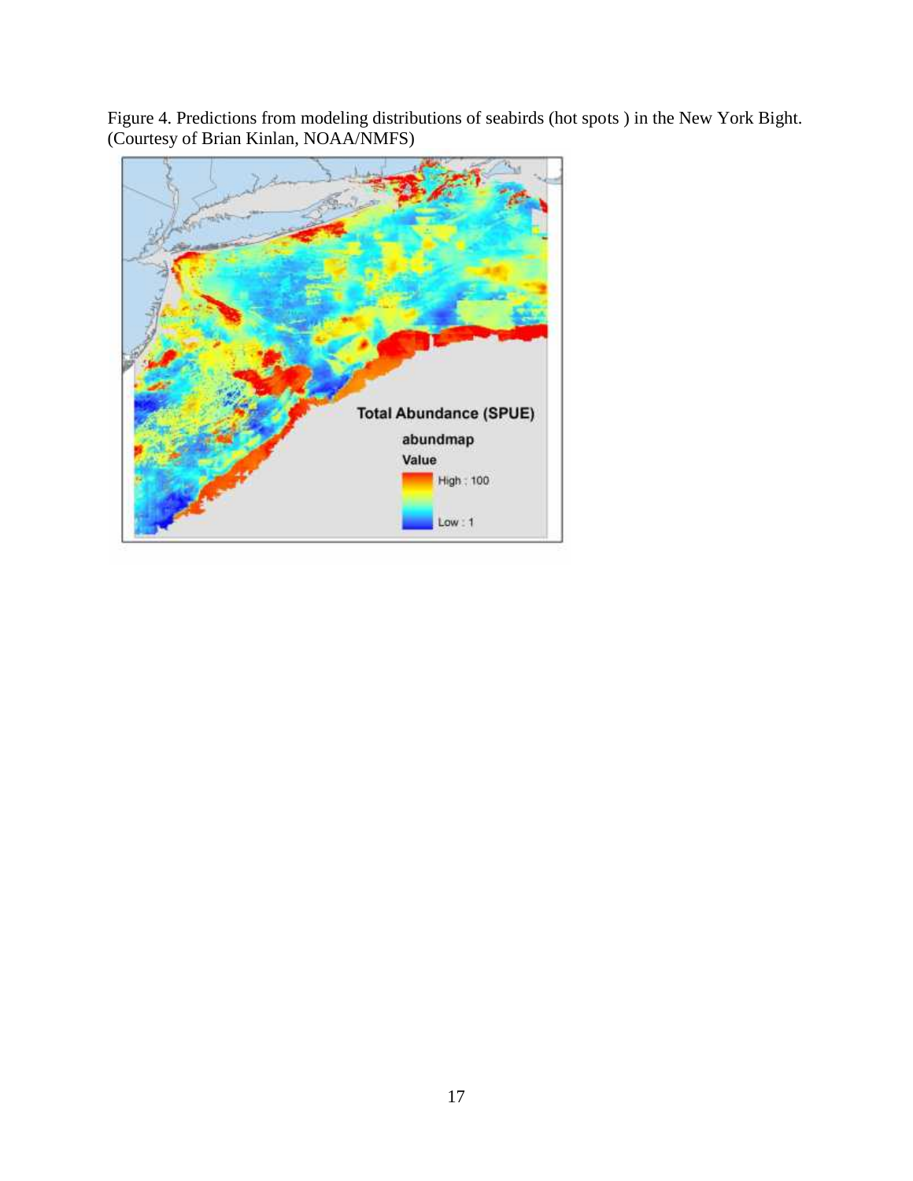Figure 4. Predictions from modeling distributions of seabirds (hot spots ) in the New York Bight. (Courtesy of Brian Kinlan, NOAA/NMFS)

Total Abundance (SPUE)

abundmap

Value

High : 100

Low : 1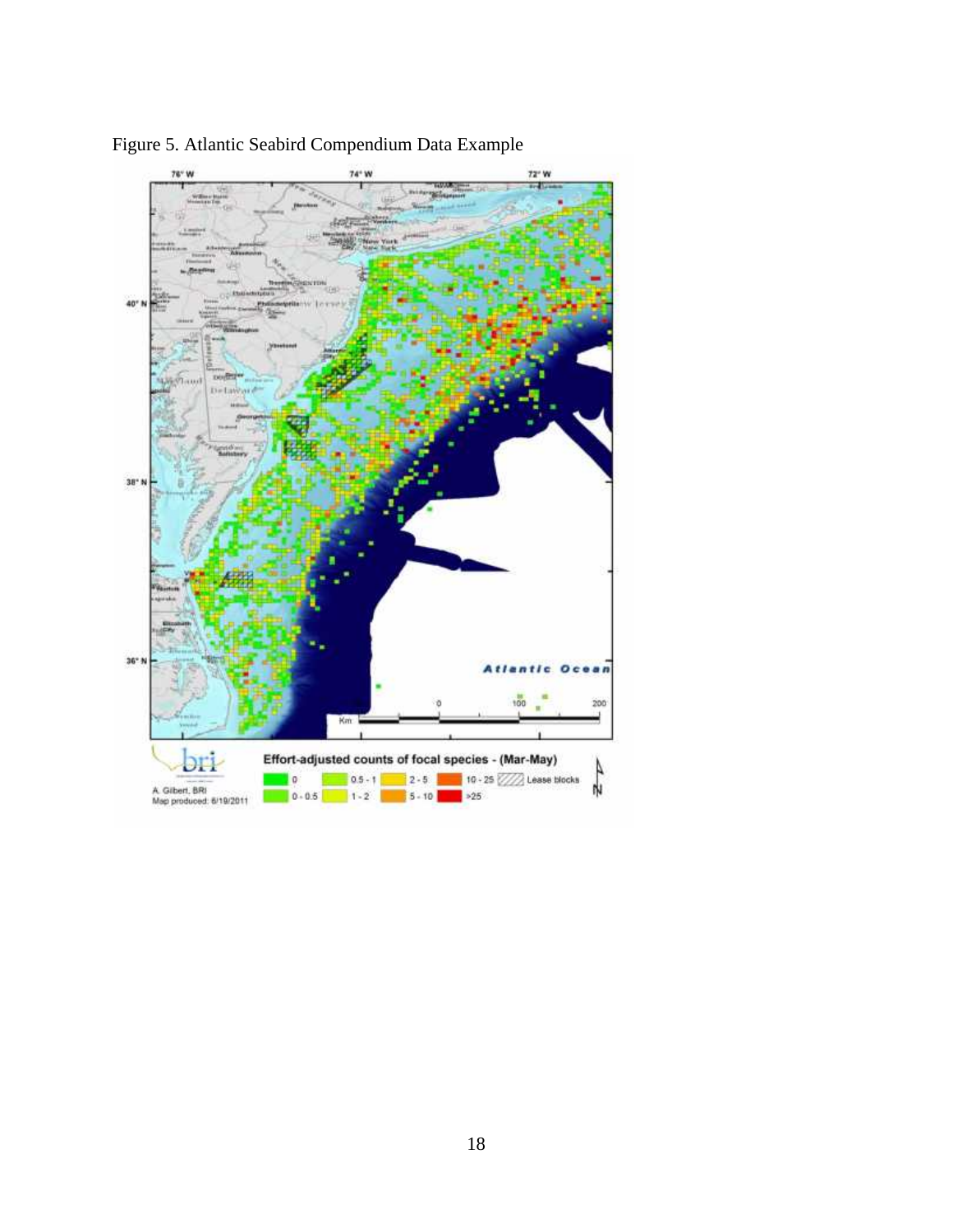Figure 5. Atlantic Seabird Compendium Data Example

76° W

74° W

72° W

40° N

38° N

36° N

Atlantic Ocean

0

100

200

Km

A. Gilbert, BRI

Map produced: 6/19/2011

Effort-adjusted counts of focal species - (Mar-May)

0

0 - 0.5

0.5 - 1

1 - 2

2 - 5

5 - 10

10 - 25

>25

Lease blocks

N